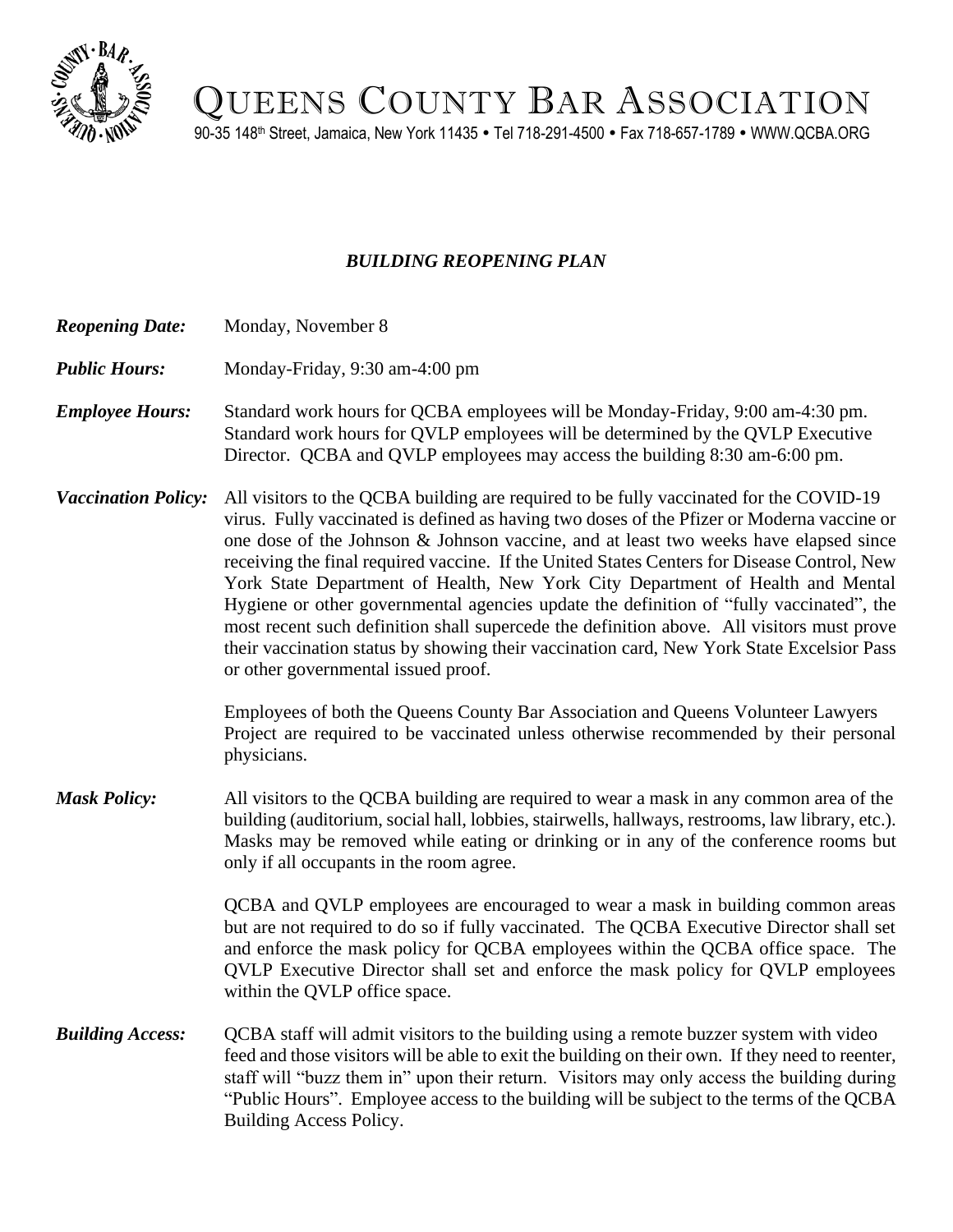# QUEENS COUNTY BAR ASSOCIATION

90-35 148th Street, Jamaica, New York 11435 • Tel 718-291-4500 • Fax 718-657-1789 • WWW.QCBA.ORG

## *BUILDING REOPENING PLAN*

***Reopening Date:*** Monday, November 8

***Public Hours:*** Monday-Friday, 9:30 am-4:00 pm

***Employee Hours:*** Standard work hours for QCBA employees will be Monday-Friday, 9:00 am-4:30 pm. Standard work hours for QVLP employees will be determined by the QVLP Executive Director. QCBA and QVLP employees may access the building 8:30 am-6:00 pm.

***Vaccination Policy:*** All visitors to the QCBA building are required to be fully vaccinated for the COVID-19 virus. Fully vaccinated is defined as having two doses of the Pfizer or Moderna vaccine or one dose of the Johnson & Johnson vaccine, and at least two weeks have elapsed since receiving the final required vaccine. If the United States Centers for Disease Control, New York State Department of Health, New York City Department of Health and Mental Hygiene or other governmental agencies update the definition of "fully vaccinated", the most recent such definition shall supercede the definition above. All visitors must prove their vaccination status by showing their vaccination card, New York State Excelsior Pass or other governmental issued proof.

Employees of both the Queens County Bar Association and Queens Volunteer Lawyers Project are required to be vaccinated unless otherwise recommended by their personal physicians.

***Mask Policy:*** All visitors to the QCBA building are required to wear a mask in any common area of the building (auditorium, social hall, lobbies, stairwells, hallways, restrooms, law library, etc.). Masks may be removed while eating or drinking or in any of the conference rooms but only if all occupants in the room agree.

QCBA and QVLP employees are encouraged to wear a mask in building common areas but are not required to do so if fully vaccinated. The QCBA Executive Director shall set and enforce the mask policy for QCBA employees within the QCBA office space. The QVLP Executive Director shall set and enforce the mask policy for QVLP employees within the QVLP office space.

***Building Access:*** QCBA staff will admit visitors to the building using a remote buzzer system with video feed and those visitors will be able to exit the building on their own. If they need to reenter, staff will "buzz them in" upon their return. Visitors may only access the building during "Public Hours". Employee access to the building will be subject to the terms of the QCBA Building Access Policy.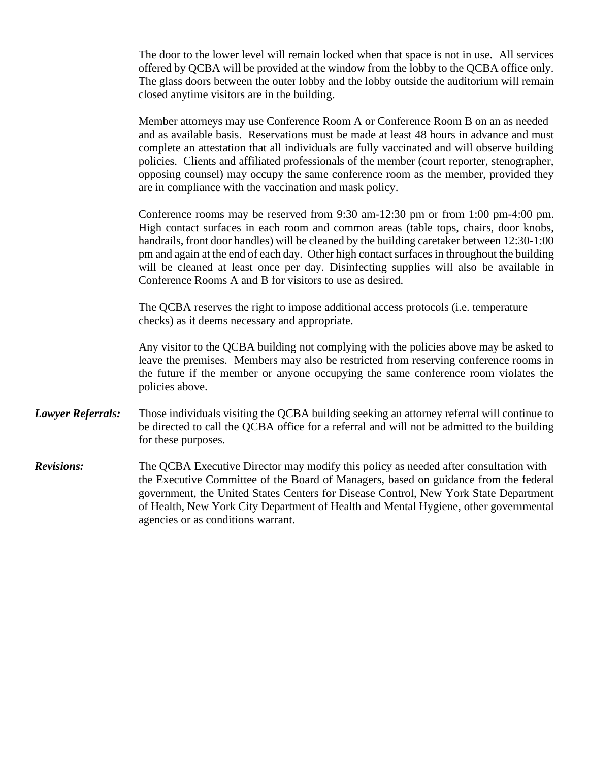The door to the lower level will remain locked when that space is not in use. All services offered by QCBA will be provided at the window from the lobby to the QCBA office only. The glass doors between the outer lobby and the lobby outside the auditorium will remain closed anytime visitors are in the building.

Member attorneys may use Conference Room A or Conference Room B on an as needed and as available basis. Reservations must be made at least 48 hours in advance and must complete an attestation that all individuals are fully vaccinated and will observe building policies. Clients and affiliated professionals of the member (court reporter, stenographer, opposing counsel) may occupy the same conference room as the member, provided they are in compliance with the vaccination and mask policy.

Conference rooms may be reserved from 9:30 am-12:30 pm or from 1:00 pm-4:00 pm. High contact surfaces in each room and common areas (table tops, chairs, door knobs, handrails, front door handles) will be cleaned by the building caretaker between 12:30-1:00 pm and again at the end of each day. Other high contact surfaces in throughout the building will be cleaned at least once per day. Disinfecting supplies will also be available in Conference Rooms A and B for visitors to use as desired.

The QCBA reserves the right to impose additional access protocols (i.e. temperature checks) as it deems necessary and appropriate.

Any visitor to the QCBA building not complying with the policies above may be asked to leave the premises. Members may also be restricted from reserving conference rooms in the future if the member or anyone occupying the same conference room violates the policies above.

***Lawyer Referrals:*** Those individuals visiting the QCBA building seeking an attorney referral will continue to be directed to call the QCBA office for a referral and will not be admitted to the building for these purposes.

***Revisions:*** The QCBA Executive Director may modify this policy as needed after consultation with the Executive Committee of the Board of Managers, based on guidance from the federal government, the United States Centers for Disease Control, New York State Department of Health, New York City Department of Health and Mental Hygiene, other governmental agencies or as conditions warrant.